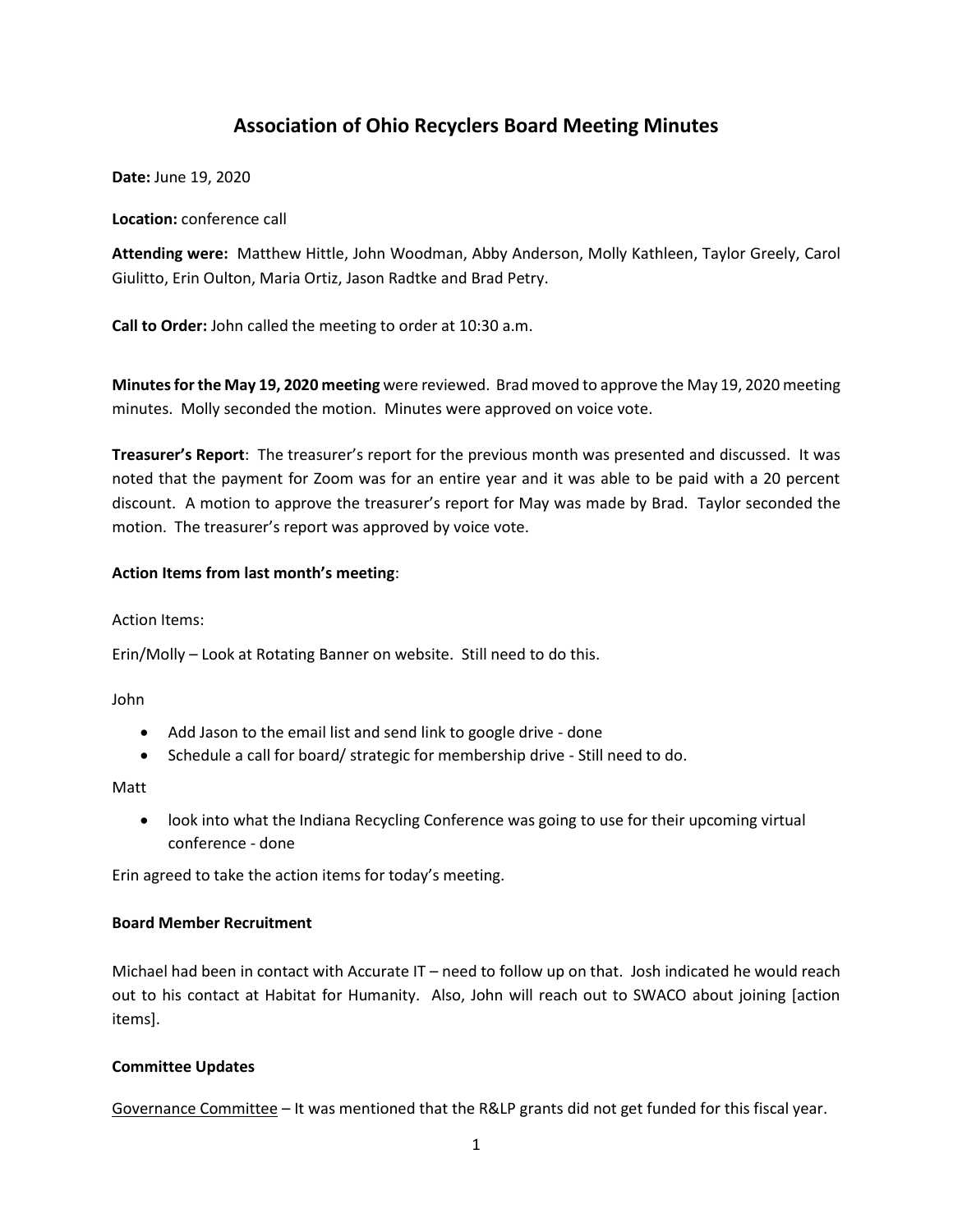# Association of Ohio Recyclers Board Meeting Minutes

**Date:** June 19, 2020

**Location:** conference call

**Attending were:** Matthew Hittle, John Woodman, Abby Anderson, Molly Kathleen, Taylor Greely, Carol Giulitto, Erin Oulton, Maria Ortiz, Jason Radtke and Brad Petry.

**Call to Order:** John called the meeting to order at 10:30 a.m.

**Minutes for the May 19, 2020 meeting** were reviewed. Brad moved to approve the May 19, 2020 meeting minutes. Molly seconded the motion. Minutes were approved on voice vote.

**Treasurer's Report**: The treasurer's report for the previous month was presented and discussed. It was noted that the payment for Zoom was for an entire year and it was able to be paid with a 20 percent discount. A motion to approve the treasurer's report for May was made by Brad. Taylor seconded the motion. The treasurer's report was approved by voice vote.

**Action Items from last month's meeting**:

Action Items:

Erin/Molly – Look at Rotating Banner on website. Still need to do this.

John

- Add Jason to the email list and send link to google drive - done
- Schedule a call for board/ strategic for membership drive - Still need to do.

Matt

- look into what the Indiana Recycling Conference was going to use for their upcoming virtual conference - done

Erin agreed to take the action items for today's meeting.

**Board Member Recruitment**

Michael had been in contact with Accurate IT – need to follow up on that. Josh indicated he would reach out to his contact at Habitat for Humanity. Also, John will reach out to SWACO about joining [action items].

**Committee Updates**

Governance Committee – It was mentioned that the R&LP grants did not get funded for this fiscal year.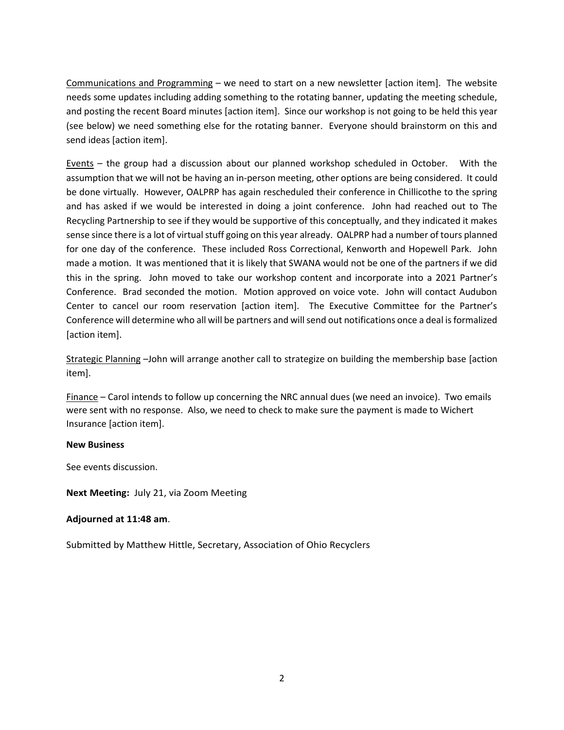Communications and Programming – we need to start on a new newsletter [action item]. The website needs some updates including adding something to the rotating banner, updating the meeting schedule, and posting the recent Board minutes [action item]. Since our workshop is not going to be held this year (see below) we need something else for the rotating banner. Everyone should brainstorm on this and send ideas [action item].

Events – the group had a discussion about our planned workshop scheduled in October. With the assumption that we will not be having an in-person meeting, other options are being considered. It could be done virtually. However, OALPRP has again rescheduled their conference in Chillicothe to the spring and has asked if we would be interested in doing a joint conference. John had reached out to The Recycling Partnership to see if they would be supportive of this conceptually, and they indicated it makes sense since there is a lot of virtual stuff going on this year already. OALPRP had a number of tours planned for one day of the conference. These included Ross Correctional, Kenworth and Hopewell Park. John made a motion. It was mentioned that it is likely that SWANA would not be one of the partners if we did this in the spring. John moved to take our workshop content and incorporate into a 2021 Partner's Conference. Brad seconded the motion. Motion approved on voice vote. John will contact Audubon Center to cancel our room reservation [action item]. The Executive Committee for the Partner's Conference will determine who all will be partners and will send out notifications once a deal is formalized [action item].

Strategic Planning –John will arrange another call to strategize on building the membership base [action item].

Finance – Carol intends to follow up concerning the NRC annual dues (we need an invoice). Two emails were sent with no response. Also, we need to check to make sure the payment is made to Wichert Insurance [action item].

**New Business**

See events discussion.

**Next Meeting:** July 21, via Zoom Meeting

**Adjourned at 11:48 am**.

Submitted by Matthew Hittle, Secretary, Association of Ohio Recyclers